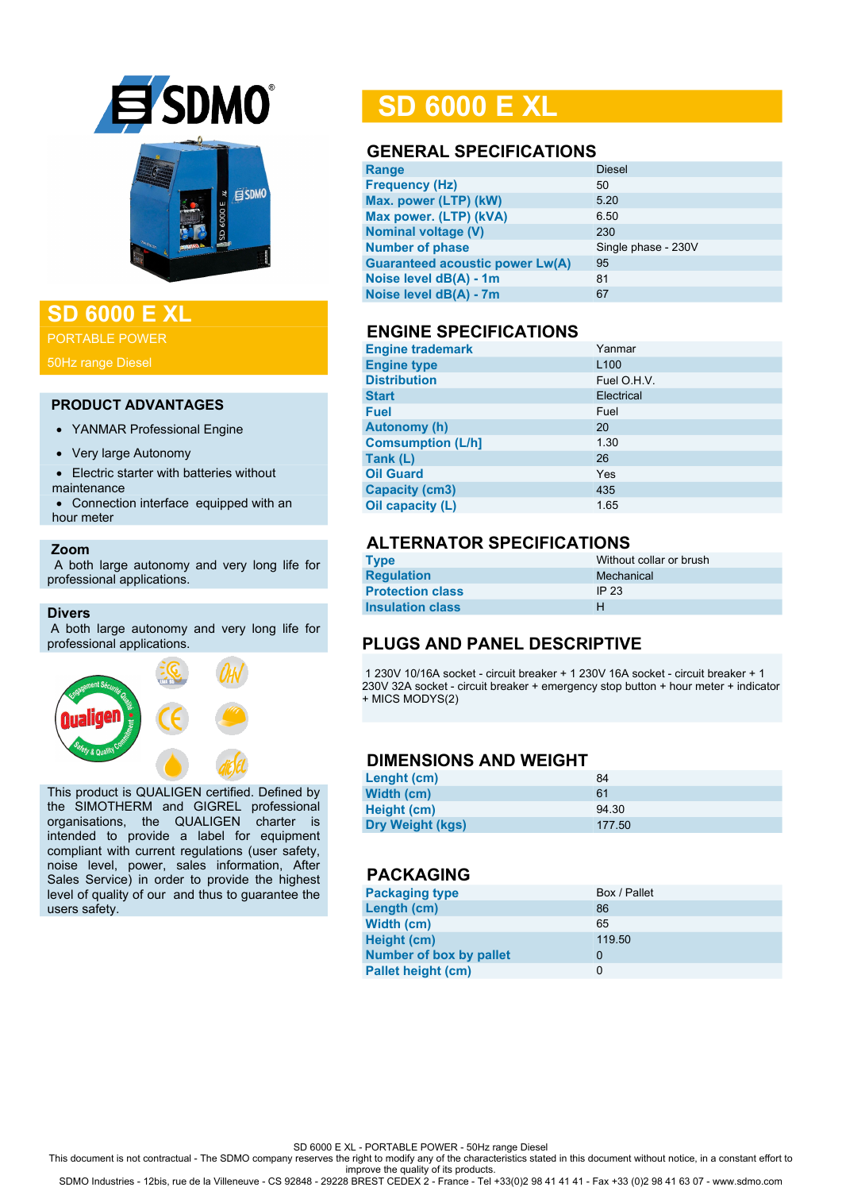# SD 6000 E XL

PORTABLE POWER

50Hz range Diesel

## PRODUCT ADVANTAGES

- YANMAR Professional Engine
- Very large Autonomy
- Electric starter with batteries without maintenance
- Connection interface equipped with an hour meter

## Zoom

A both large autonomy and very long life for professional applications.

## Divers

A both large autonomy and very long life for professional applications.

This product is QUALIGEN certified. Defined by the SIMOTHERM and GIGREL professional organisations, the QUALIGEN charter is intended to provide a label for equipment compliant with current regulations (user safety, noise level, power, sales information, After Sales Service) in order to provide the highest level of quality of our and thus to guarantee the users safety.

# SD 6000 E XL

## GENERAL SPECIFICATIONS

| | |
|---|---|
| Range | Diesel |
| Frequency (Hz) | 50 |
| Max. power (LTP) (kW) | 5.20 |
| Max power. (LTP) (kVA) | 6.50 |
| Nominal voltage (V) | 230 |
| Number of phase | Single phase - 230V |
| Guaranteed acoustic power Lw(A) | 95 |
| Noise level dB(A) - 1m | 81 |
| Noise level dB(A) - 7m | 67 |

## ENGINE SPECIFICATIONS

| | |
|---|---|
| Engine trademark | Yanmar |
| Engine type | L100 |
| Distribution | Fuel O.H.V. |
| Start | Electrical |
| Fuel | Fuel |
| Autonomy (h) | 20 |
| Comsumption (L/h] | 1.30 |
| Tank (L) | 26 |
| Oil Guard | Yes |
| Capacity (cm3) | 435 |
| Oil capacity (L) | 1.65 |

## ALTERNATOR SPECIFICATIONS

| | |
|---|---|
| Type | Without collar or brush |
| Regulation | Mechanical |
| Protection class | IP 23 |
| Insulation class | H |

## PLUGS AND PANEL DESCRIPTIVE

1 230V 10/16A socket - circuit breaker + 1 230V 16A socket - circuit breaker + 1 230V 32A socket - circuit breaker + emergency stop button + hour meter + indicator + MICS MODYS(2)

## DIMENSIONS AND WEIGHT

| | |
|---|---|
| Lenght (cm) | 84 |
| Width (cm) | 61 |
| Height (cm) | 94.30 |
| Dry Weight (kgs) | 177.50 |

## PACKAGING

| | |
|---|---|
| Packaging type | Box / Pallet |
| Length (cm) | 86 |
| Width (cm) | 65 |
| Height (cm) | 119.50 |
| Number of box by pallet | 0 |
| Pallet height (cm) | 0 |

SD 6000 E XL - PORTABLE POWER - 50Hz range Diesel
This document is not contractual - The SDMO company reserves the right to modify any of the characteristics stated in this document without notice, in a constant effort to improve the quality of its products.
SDMO Industries - 12bis, rue de la Villeneuve - CS 92848 - 29228 BREST CEDEX 2 - France - Tel +33(0)2 98 41 41 41 - Fax +33 (0)2 98 41 63 07 - www.sdmo.com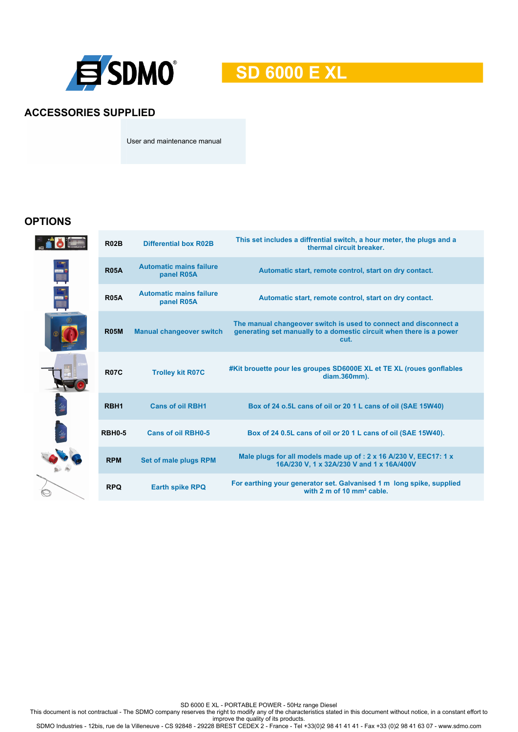# SD 6000 E XL

## ACCESSORIES SUPPLIED

User and maintenance manual

## OPTIONS

| | | | |
|---|---|---|---|
| | R02B | Differential box R02B | This set includes a diffrential switch, a hour meter, the plugs and a thermal circuit breaker. |
| | R05A | Automatic mains failure panel R05A | Automatic start, remote control, start on dry contact. |
| | R05A | Automatic mains failure panel R05A | Automatic start, remote control, start on dry contact. |
| | R05M | Manual changeover switch | The manual changeover switch is used to connect and disconnect a generating set manually to a domestic circuit when there is a power cut. |
| | R07C | Trolley kit R07C | #Kit brouette pour les groupes SD6000E XL et TE XL (roues gonflables diam.360mm). |
| | RBH1 | Cans of oil RBH1 | Box of 24 0.5L cans of oil or 20 1 L cans of oil (SAE 15W40) |
| | RBH0-5 | Cans of oil RBH0-5 | Box of 24 0.5L cans of oil or 20 1 L cans of oil (SAE 15W40). |
| | RPM | Set of male plugs RPM | Male plugs for all models made up of : 2 x 16 A/230 V, EEC17: 1 x 16A/230 V, 1 x 32A/230 V and 1 x 16A/400V |
| | RPQ | Earth spike RPQ | For earthing your generator set. Galvanised 1 m long spike, supplied with 2 m of 10 mm² cable. |

SD 6000 E XL - PORTABLE POWER - 50Hz range Diesel

This document is not contractual - The SDMO company reserves the right to modify any of the characteristics stated in this document without notice, in a constant effort to improve the quality of its products.

SDMO Industries - 12bis, rue de la Villeneuve - CS 92848 - 29228 BREST CEDEX 2 - France - Tel +33(0)2 98 41 41 41 - Fax +33 (0)2 98 41 63 07 - www.sdmo.com